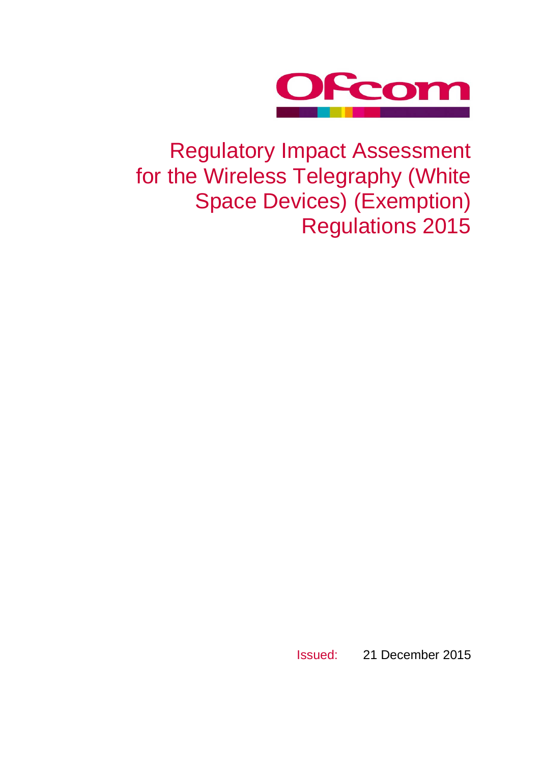# Regulatory Impact Assessment for the Wireless Telegraphy (White Space Devices) (Exemption) Regulations 2015

Issued: 21 December 2015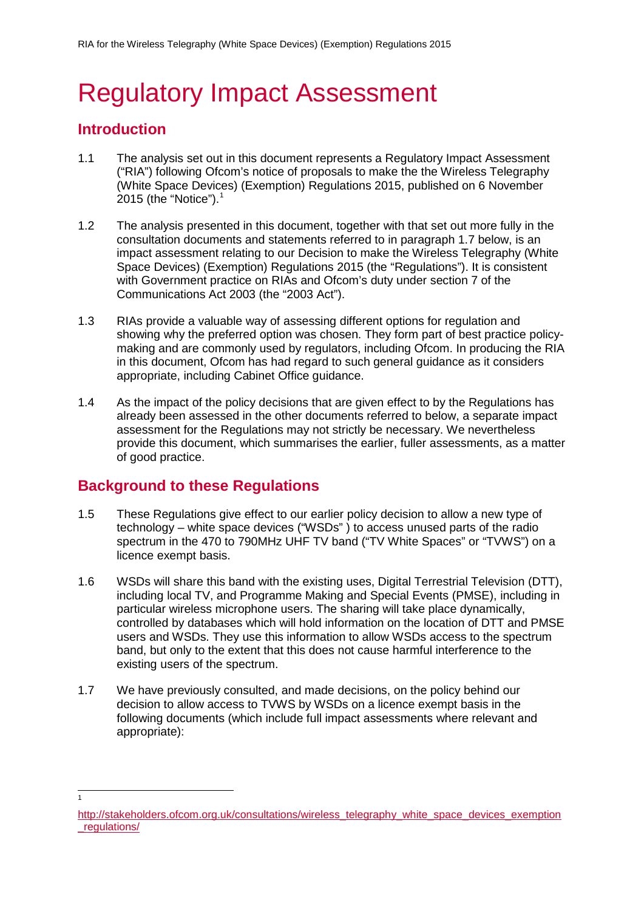# Regulatory Impact Assessment

## Introduction

1.1 The analysis set out in this document represents a Regulatory Impact Assessment ("RIA") following Ofcom's notice of proposals to make the the Wireless Telegraphy (White Space Devices) (Exemption) Regulations 2015, published on 6 November 2015 (the "Notice").[1]

1.2 The analysis presented in this document, together with that set out more fully in the consultation documents and statements referred to in paragraph 1.7 below, is an impact assessment relating to our Decision to make the Wireless Telegraphy (White Space Devices) (Exemption) Regulations 2015 (the "Regulations"). It is consistent with Government practice on RIAs and Ofcom's duty under section 7 of the Communications Act 2003 (the "2003 Act").

1.3 RIAs provide a valuable way of assessing different options for regulation and showing why the preferred option was chosen. They form part of best practice policy-making and are commonly used by regulators, including Ofcom. In producing the RIA in this document, Ofcom has had regard to such general guidance as it considers appropriate, including Cabinet Office guidance.

1.4 As the impact of the policy decisions that are given effect to by the Regulations has already been assessed in the other documents referred to below, a separate impact assessment for the Regulations may not strictly be necessary. We nevertheless provide this document, which summarises the earlier, fuller assessments, as a matter of good practice.

## Background to these Regulations

1.5 These Regulations give effect to our earlier policy decision to allow a new type of technology – white space devices ("WSDs" ) to access unused parts of the radio spectrum in the 470 to 790MHz UHF TV band ("TV White Spaces" or "TVWS") on a licence exempt basis.

1.6 WSDs will share this band with the existing uses, Digital Terrestrial Television (DTT), including local TV, and Programme Making and Special Events (PMSE), including in particular wireless microphone users. The sharing will take place dynamically, controlled by databases which will hold information on the location of DTT and PMSE users and WSDs. They use this information to allow WSDs access to the spectrum band, but only to the extent that this does not cause harmful interference to the existing users of the spectrum.

1.7 We have previously consulted, and made decisions, on the policy behind our decision to allow access to TVWS by WSDs on a licence exempt basis in the following documents (which include full impact assessments where relevant and appropriate):

---

[1] http://stakeholders.ofcom.org.uk/consultations/wireless_telegraphy_white_space_devices_exemption_regulations/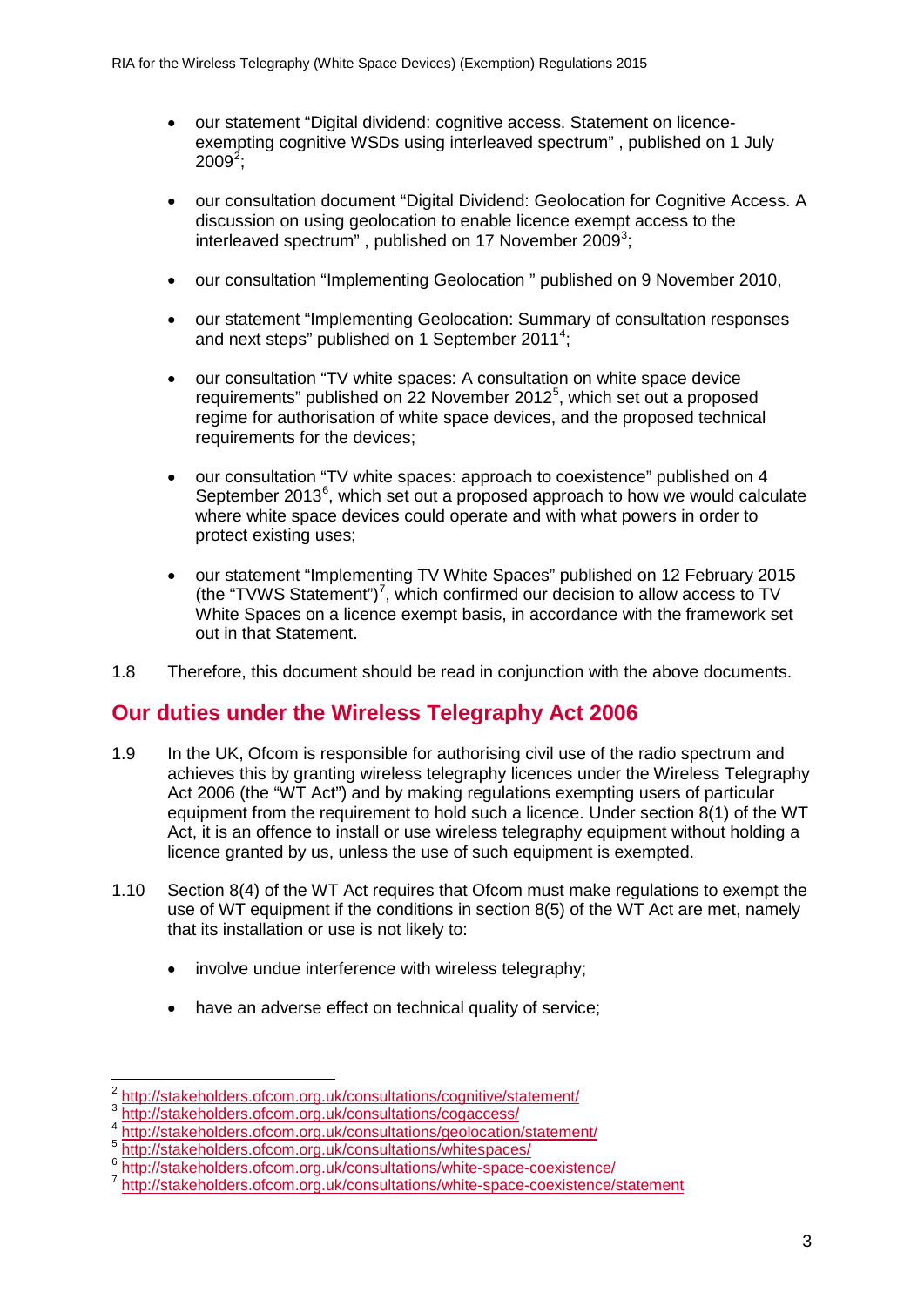- our statement "Digital dividend: cognitive access. Statement on licence-exempting cognitive WSDs using interleaved spectrum" , published on 1 July 2009[2];

- our consultation document "Digital Dividend: Geolocation for Cognitive Access. A discussion on using geolocation to enable licence exempt access to the interleaved spectrum" , published on 17 November 2009[3];

- our consultation "Implementing Geolocation " published on 9 November 2010,

- our statement "Implementing Geolocation: Summary of consultation responses and next steps" published on 1 September 2011[4];

- our consultation "TV white spaces: A consultation on white space device requirements" published on 22 November 2012[5], which set out a proposed regime for authorisation of white space devices, and the proposed technical requirements for the devices;

- our consultation "TV white spaces: approach to coexistence" published on 4 September 2013[6], which set out a proposed approach to how we would calculate where white space devices could operate and with what powers in order to protect existing uses;

- our statement "Implementing TV White Spaces" published on 12 February 2015 (the "TVWS Statement")[7], which confirmed our decision to allow access to TV White Spaces on a licence exempt basis, in accordance with the framework set out in that Statement.

1.8 Therefore, this document should be read in conjunction with the above documents.

## Our duties under the Wireless Telegraphy Act 2006

1.9 In the UK, Ofcom is responsible for authorising civil use of the radio spectrum and achieves this by granting wireless telegraphy licences under the Wireless Telegraphy Act 2006 (the "WT Act") and by making regulations exempting users of particular equipment from the requirement to hold such a licence. Under section 8(1) of the WT Act, it is an offence to install or use wireless telegraphy equipment without holding a licence granted by us, unless the use of such equipment is exempted.

1.10 Section 8(4) of the WT Act requires that Ofcom must make regulations to exempt the use of WT equipment if the conditions in section 8(5) of the WT Act are met, namely that its installation or use is not likely to:

- involve undue interference with wireless telegraphy;

- have an adverse effect on technical quality of service;

---

[2] http://stakeholders.ofcom.org.uk/consultations/cognitive/statement/

[3] http://stakeholders.ofcom.org.uk/consultations/cogaccess/

[4] http://stakeholders.ofcom.org.uk/consultations/geolocation/statement/

[5] http://stakeholders.ofcom.org.uk/consultations/whitespaces/

[6] http://stakeholders.ofcom.org.uk/consultations/white-space-coexistence/

[7] http://stakeholders.ofcom.org.uk/consultations/white-space-coexistence/statement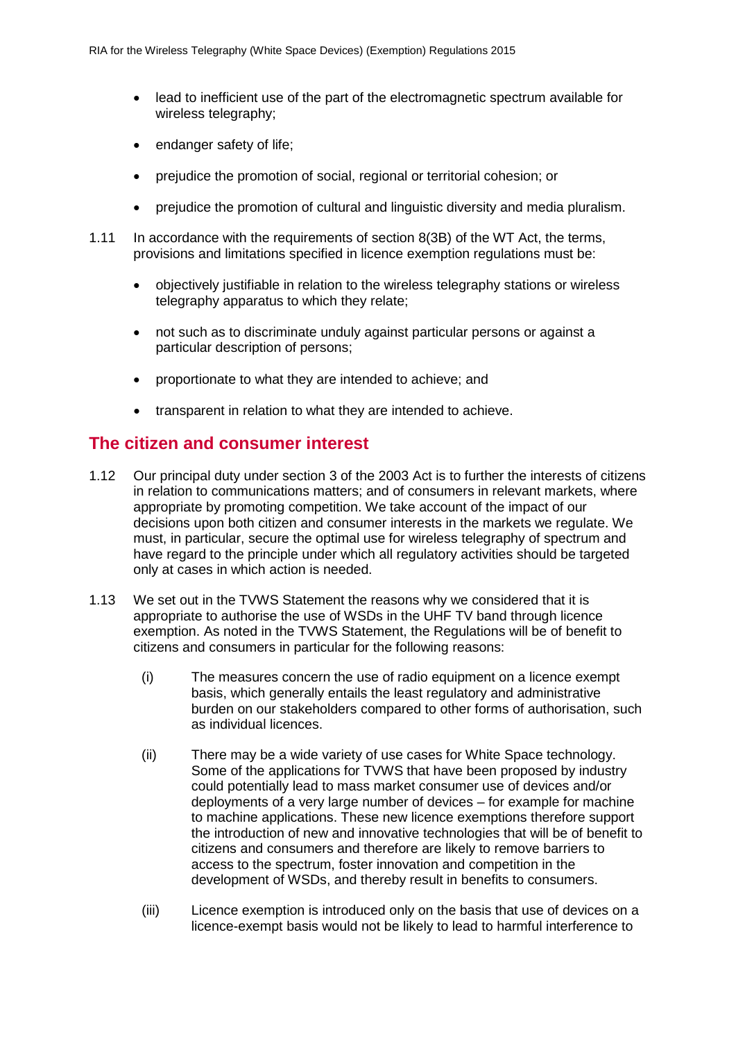- lead to inefficient use of the part of the electromagnetic spectrum available for wireless telegraphy;
- endanger safety of life;
- prejudice the promotion of social, regional or territorial cohesion; or
- prejudice the promotion of cultural and linguistic diversity and media pluralism.

1.11 In accordance with the requirements of section 8(3B) of the WT Act, the terms, provisions and limitations specified in licence exemption regulations must be:

- objectively justifiable in relation to the wireless telegraphy stations or wireless telegraphy apparatus to which they relate;
- not such as to discriminate unduly against particular persons or against a particular description of persons;
- proportionate to what they are intended to achieve; and
- transparent in relation to what they are intended to achieve.

## The citizen and consumer interest

1.12 Our principal duty under section 3 of the 2003 Act is to further the interests of citizens in relation to communications matters; and of consumers in relevant markets, where appropriate by promoting competition. We take account of the impact of our decisions upon both citizen and consumer interests in the markets we regulate. We must, in particular, secure the optimal use for wireless telegraphy of spectrum and have regard to the principle under which all regulatory activities should be targeted only at cases in which action is needed.

1.13 We set out in the TVWS Statement the reasons why we considered that it is appropriate to authorise the use of WSDs in the UHF TV band through licence exemption. As noted in the TVWS Statement, the Regulations will be of benefit to citizens and consumers in particular for the following reasons:

(i) The measures concern the use of radio equipment on a licence exempt basis, which generally entails the least regulatory and administrative burden on our stakeholders compared to other forms of authorisation, such as individual licences.

(ii) There may be a wide variety of use cases for White Space technology. Some of the applications for TVWS that have been proposed by industry could potentially lead to mass market consumer use of devices and/or deployments of a very large number of devices – for example for machine to machine applications. These new licence exemptions therefore support the introduction of new and innovative technologies that will be of benefit to citizens and consumers and therefore are likely to remove barriers to access to the spectrum, foster innovation and competition in the development of WSDs, and thereby result in benefits to consumers.

(iii) Licence exemption is introduced only on the basis that use of devices on a licence-exempt basis would not be likely to lead to harmful interference to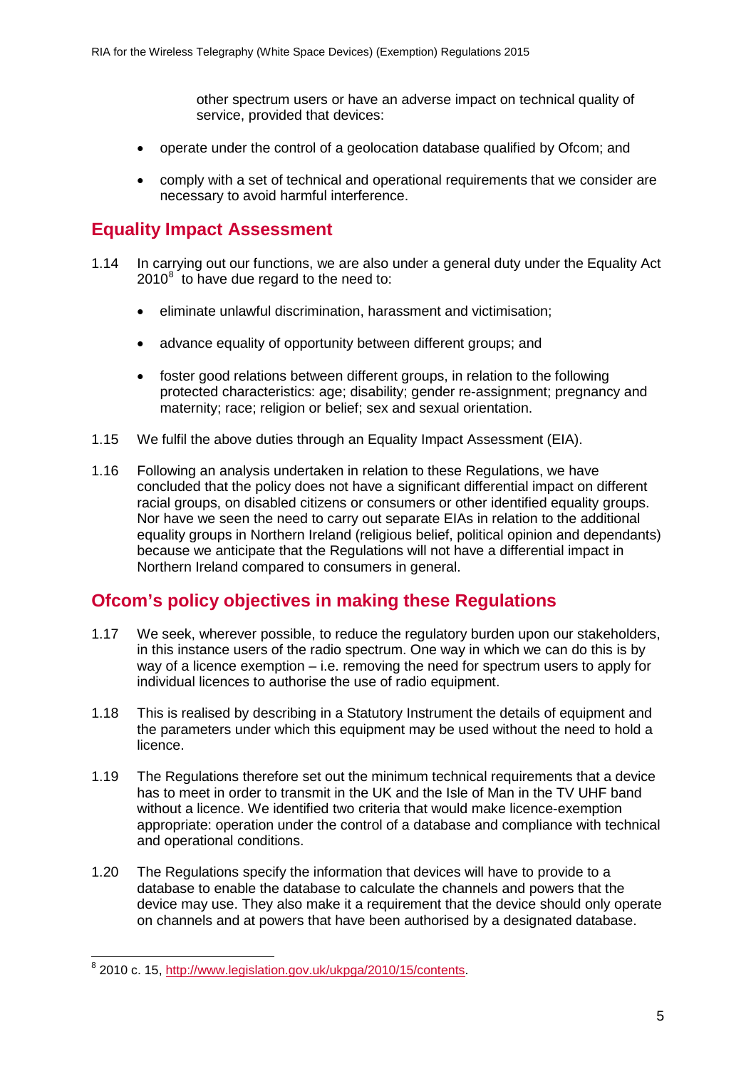other spectrum users or have an adverse impact on technical quality of service, provided that devices:

- operate under the control of a geolocation database qualified by Ofcom; and
- comply with a set of technical and operational requirements that we consider are necessary to avoid harmful interference.

## Equality Impact Assessment

1.14 In carrying out our functions, we are also under a general duty under the Equality Act 2010[8] to have due regard to the need to:

- eliminate unlawful discrimination, harassment and victimisation;
- advance equality of opportunity between different groups; and
- foster good relations between different groups, in relation to the following protected characteristics: age; disability; gender re-assignment; pregnancy and maternity; race; religion or belief; sex and sexual orientation.

1.15 We fulfil the above duties through an Equality Impact Assessment (EIA).

1.16 Following an analysis undertaken in relation to these Regulations, we have concluded that the policy does not have a significant differential impact on different racial groups, on disabled citizens or consumers or other identified equality groups. Nor have we seen the need to carry out separate EIAs in relation to the additional equality groups in Northern Ireland (religious belief, political opinion and dependants) because we anticipate that the Regulations will not have a differential impact in Northern Ireland compared to consumers in general.

## Ofcom's policy objectives in making these Regulations

1.17 We seek, wherever possible, to reduce the regulatory burden upon our stakeholders, in this instance users of the radio spectrum. One way in which we can do this is by way of a licence exemption – i.e. removing the need for spectrum users to apply for individual licences to authorise the use of radio equipment.

1.18 This is realised by describing in a Statutory Instrument the details of equipment and the parameters under which this equipment may be used without the need to hold a licence.

1.19 The Regulations therefore set out the minimum technical requirements that a device has to meet in order to transmit in the UK and the Isle of Man in the TV UHF band without a licence. We identified two criteria that would make licence-exemption appropriate: operation under the control of a database and compliance with technical and operational conditions.

1.20 The Regulations specify the information that devices will have to provide to a database to enable the database to calculate the channels and powers that the device may use. They also make it a requirement that the device should only operate on channels and at powers that have been authorised by a designated database.

---

[8] 2010 c. 15, http://www.legislation.gov.uk/ukpga/2010/15/contents.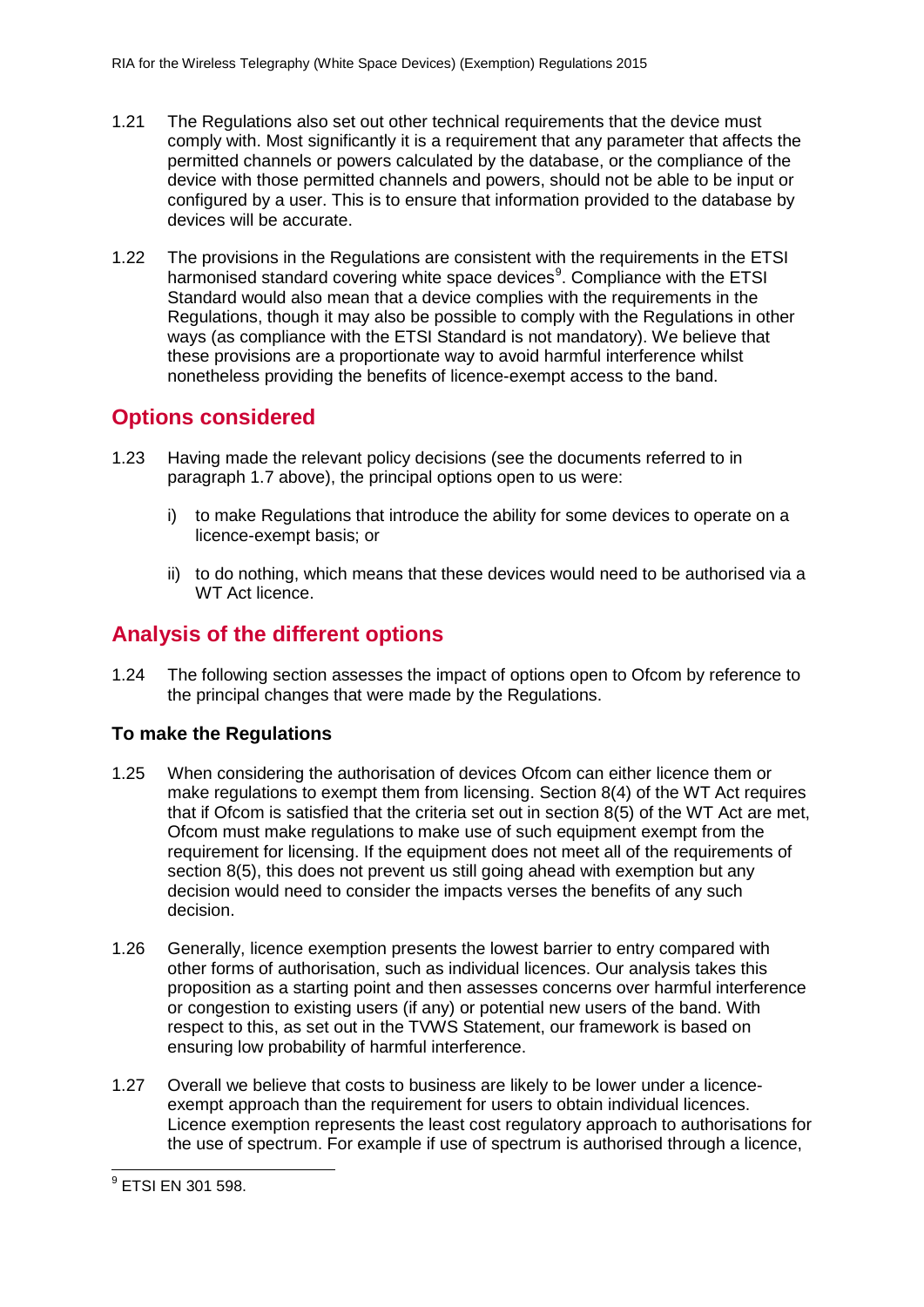1.21 The Regulations also set out other technical requirements that the device must comply with. Most significantly it is a requirement that any parameter that affects the permitted channels or powers calculated by the database, or the compliance of the device with those permitted channels and powers, should not be able to be input or configured by a user. This is to ensure that information provided to the database by devices will be accurate.

1.22 The provisions in the Regulations are consistent with the requirements in the ETSI harmonised standard covering white space devices[9]. Compliance with the ETSI Standard would also mean that a device complies with the requirements in the Regulations, though it may also be possible to comply with the Regulations in other ways (as compliance with the ETSI Standard is not mandatory). We believe that these provisions are a proportionate way to avoid harmful interference whilst nonetheless providing the benefits of licence-exempt access to the band.

## Options considered

1.23 Having made the relevant policy decisions (see the documents referred to in paragraph 1.7 above), the principal options open to us were:

i) to make Regulations that introduce the ability for some devices to operate on a licence-exempt basis; or

ii) to do nothing, which means that these devices would need to be authorised via a WT Act licence.

## Analysis of the different options

1.24 The following section assesses the impact of options open to Ofcom by reference to the principal changes that were made by the Regulations.

### To make the Regulations

1.25 When considering the authorisation of devices Ofcom can either licence them or make regulations to exempt them from licensing. Section 8(4) of the WT Act requires that if Ofcom is satisfied that the criteria set out in section 8(5) of the WT Act are met, Ofcom must make regulations to make use of such equipment exempt from the requirement for licensing. If the equipment does not meet all of the requirements of section 8(5), this does not prevent us still going ahead with exemption but any decision would need to consider the impacts verses the benefits of any such decision.

1.26 Generally, licence exemption presents the lowest barrier to entry compared with other forms of authorisation, such as individual licences. Our analysis takes this proposition as a starting point and then assesses concerns over harmful interference or congestion to existing users (if any) or potential new users of the band. With respect to this, as set out in the TVWS Statement, our framework is based on ensuring low probability of harmful interference.

1.27 Overall we believe that costs to business are likely to be lower under a licence-exempt approach than the requirement for users to obtain individual licences. Licence exemption represents the least cost regulatory approach to authorisations for the use of spectrum. For example if use of spectrum is authorised through a licence,

[9] ETSI EN 301 598.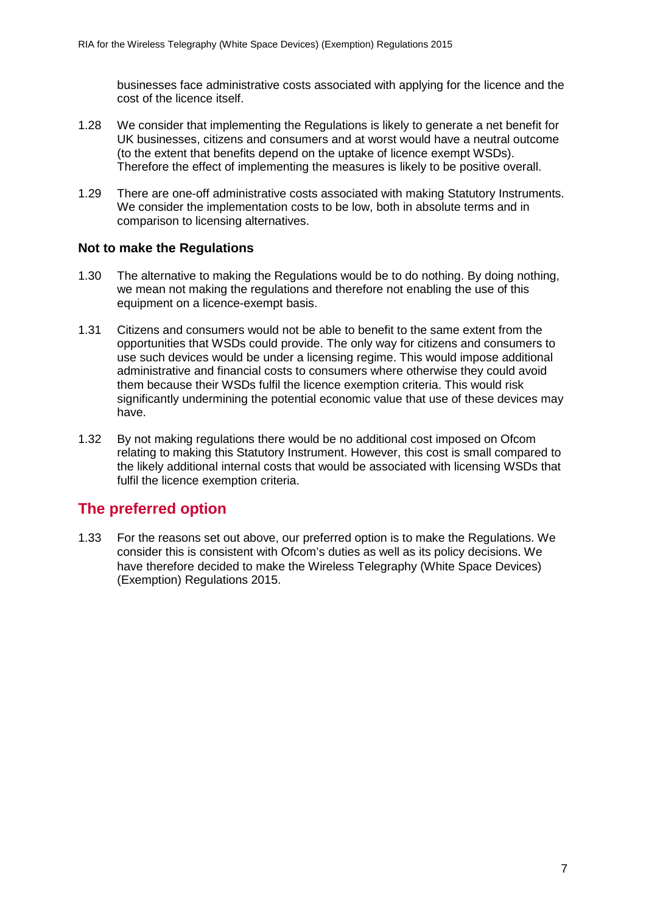businesses face administrative costs associated with applying for the licence and the cost of the licence itself.

1.28 We consider that implementing the Regulations is likely to generate a net benefit for UK businesses, citizens and consumers and at worst would have a neutral outcome (to the extent that benefits depend on the uptake of licence exempt WSDs). Therefore the effect of implementing the measures is likely to be positive overall.

1.29 There are one-off administrative costs associated with making Statutory Instruments. We consider the implementation costs to be low, both in absolute terms and in comparison to licensing alternatives.

### Not to make the Regulations

1.30 The alternative to making the Regulations would be to do nothing. By doing nothing, we mean not making the regulations and therefore not enabling the use of this equipment on a licence-exempt basis.

1.31 Citizens and consumers would not be able to benefit to the same extent from the opportunities that WSDs could provide. The only way for citizens and consumers to use such devices would be under a licensing regime. This would impose additional administrative and financial costs to consumers where otherwise they could avoid them because their WSDs fulfil the licence exemption criteria. This would risk significantly undermining the potential economic value that use of these devices may have.

1.32 By not making regulations there would be no additional cost imposed on Ofcom relating to making this Statutory Instrument. However, this cost is small compared to the likely additional internal costs that would be associated with licensing WSDs that fulfil the licence exemption criteria.

## The preferred option

1.33 For the reasons set out above, our preferred option is to make the Regulations. We consider this is consistent with Ofcom's duties as well as its policy decisions. We have therefore decided to make the Wireless Telegraphy (White Space Devices) (Exemption) Regulations 2015.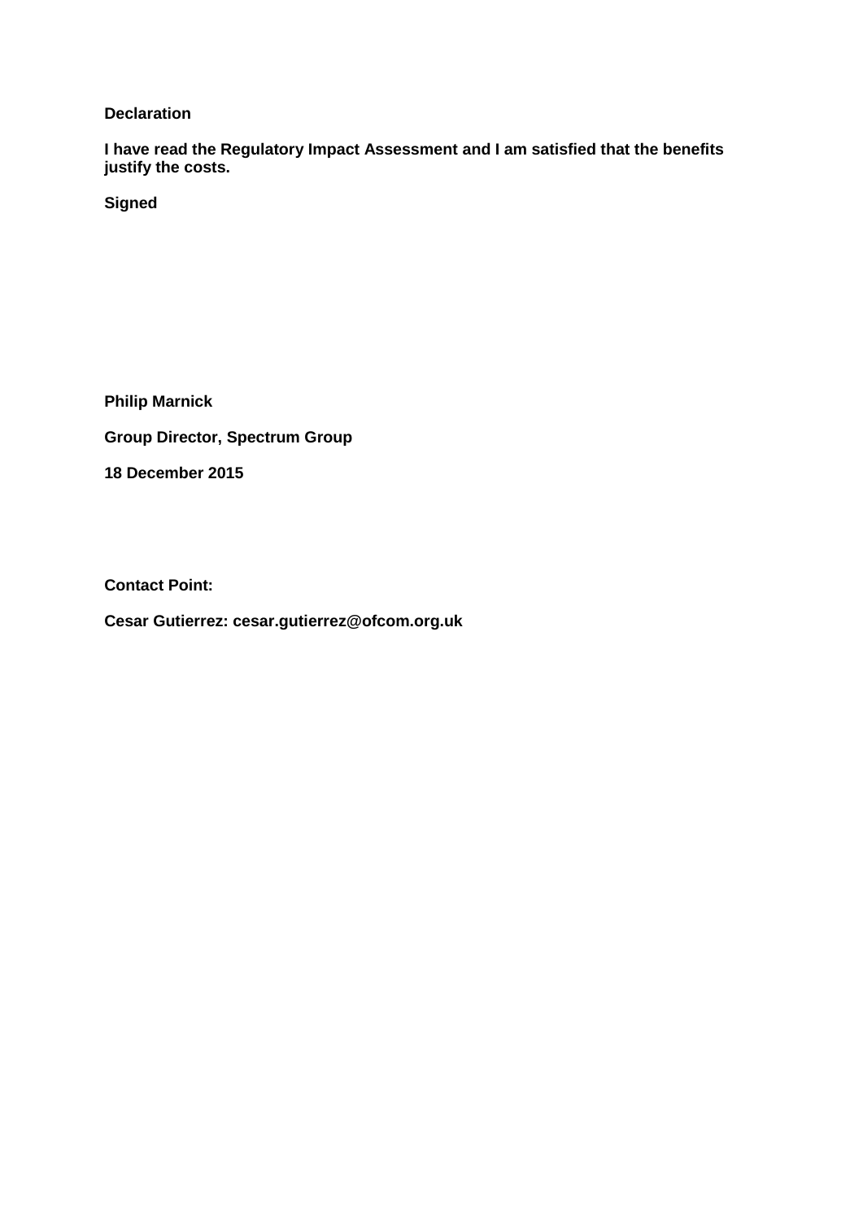**Declaration**

**I have read the Regulatory Impact Assessment and I am satisfied that the benefits justify the costs.**

**Signed**

**Philip Marnick**

**Group Director, Spectrum Group**

**18 December 2015**

**Contact Point:**

**Cesar Gutierrez: cesar.gutierrez@ofcom.org.uk**